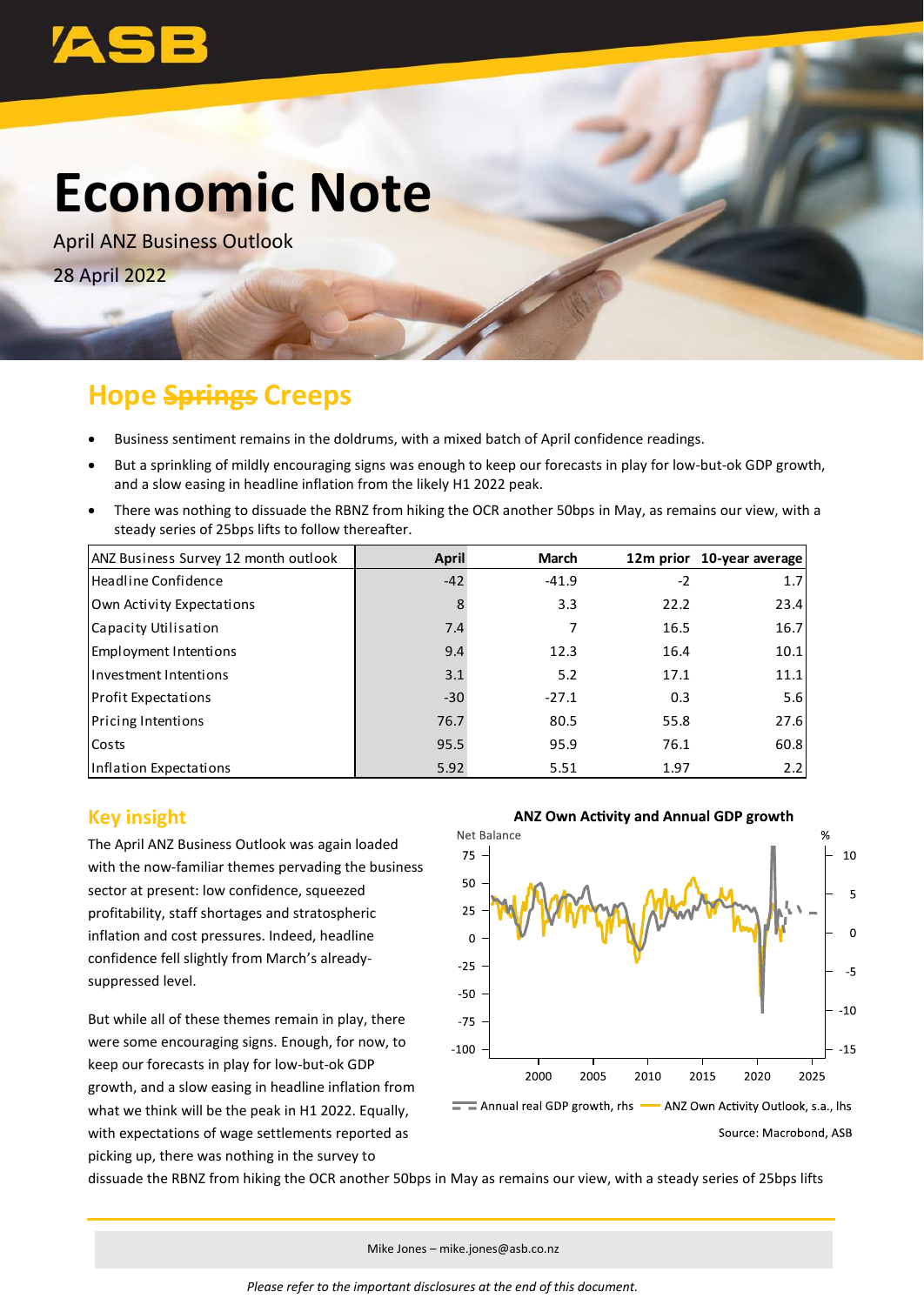# Economic Note

April ANZ Business Outlook

28 April 2022

## Hope ~~Springs~~ Creeps

- Business sentiment remains in the doldrums, with a mixed batch of April confidence readings.
- But a sprinkling of mildly encouraging signs was enough to keep our forecasts in play for low-but-ok GDP growth, and a slow easing in headline inflation from the likely H1 2022 peak.
- There was nothing to dissuade the RBNZ from hiking the OCR another 50bps in May, as remains our view, with a steady series of 25bps lifts to follow thereafter.

| ANZ Business Survey 12 month outlook | April | March | 12m prior | 10-year average |
|---|---|---|---|---|
| Headline Confidence | -42 | -41.9 | -2 | 1.7 |
| Own Activity Expectations | 8 | 3.3 | 22.2 | 23.4 |
| Capacity Utilisation | 7.4 | 7 | 16.5 | 16.7 |
| Employment Intentions | 9.4 | 12.3 | 16.4 | 10.1 |
| Investment Intentions | 3.1 | 5.2 | 17.1 | 11.1 |
| Profit Expectations | -30 | -27.1 | 0.3 | 5.6 |
| Pricing Intentions | 76.7 | 80.5 | 55.8 | 27.6 |
| Costs | 95.5 | 95.9 | 76.1 | 60.8 |
| Inflation Expectations | 5.92 | 5.51 | 1.97 | 2.2 |

### Key insight

The April ANZ Business Outlook was again loaded with the now-familiar themes pervading the business sector at present: low confidence, squeezed profitability, staff shortages and stratospheric inflation and cost pressures. Indeed, headline confidence fell slightly from March's already-suppressed level.

But while all of these themes remain in play, there were some encouraging signs. Enough, for now, to keep our forecasts in play for low-but-ok GDP growth, and a slow easing in headline inflation from what we think will be the peak in H1 2022. Equally, with expectations of wage settlements reported as picking up, there was nothing in the survey to dissuade the RBNZ from hiking the OCR another 50bps in May as remains our view, with a steady series of 25bps lifts

**ANZ Own Activity and Annual GDP growth**

Annual real GDP growth, rhs — ANZ Own Activity Outlook, s.a., lhs

Source: Macrobond, ASB

Mike Jones – mike.jones@asb.co.nz

*Please refer to the important disclosures at the end of this document.*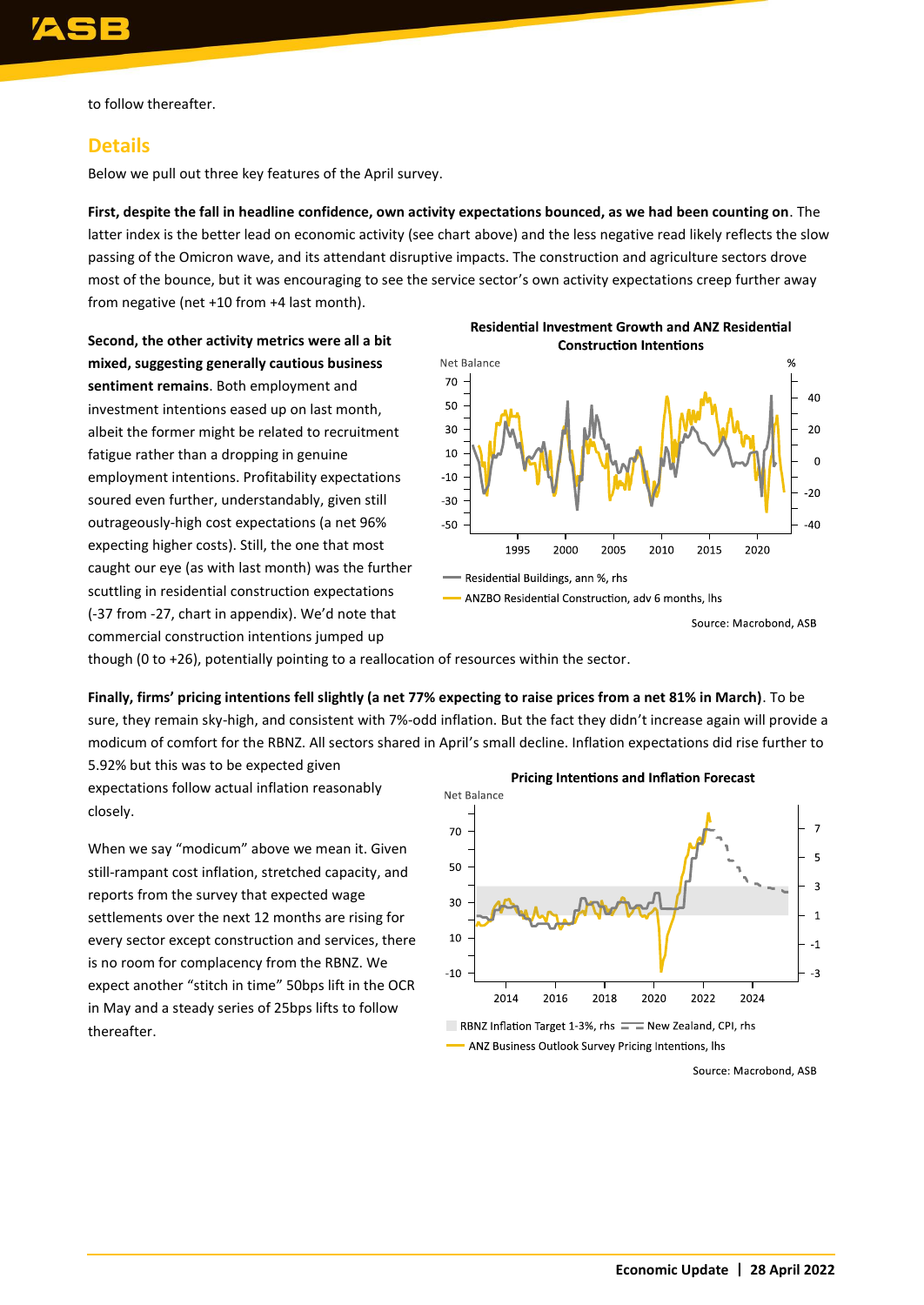to follow thereafter.

## Details

Below we pull out three key features of the April survey.

**First, despite the fall in headline confidence, own activity expectations bounced, as we had been counting on**. The latter index is the better lead on economic activity (see chart above) and the less negative read likely reflects the slow passing of the Omicron wave, and its attendant disruptive impacts. The construction and agriculture sectors drove most of the bounce, but it was encouraging to see the service sector's own activity expectations creep further away from negative (net +10 from +4 last month).

**Second, the other activity metrics were all a bit mixed, suggesting generally cautious business sentiment remains**. Both employment and investment intentions eased up on last month, albeit the former might be related to recruitment fatigue rather than a dropping in genuine employment intentions. Profitability expectations soured even further, understandably, given still outrageously-high cost expectations (a net 96% expecting higher costs). Still, the one that most caught our eye (as with last month) was the further scuttling in residential construction expectations (-37 from -27, chart in appendix). We'd note that commercial construction intentions jumped up though (0 to +26), potentially pointing to a reallocation of resources within the sector.

**Residential Investment Growth and ANZ Residential Construction Intentions**

Residential Buildings, ann %, rhs
ANZBO Residential Construction, adv 6 months, lhs

Source: Macrobond, ASB

**Finally, firms' pricing intentions fell slightly (a net 77% expecting to raise prices from a net 81% in March)**. To be sure, they remain sky-high, and consistent with 7%-odd inflation. But the fact they didn't increase again will provide a modicum of comfort for the RBNZ. All sectors shared in April's small decline. Inflation expectations did rise further to 5.92% but this was to be expected given expectations follow actual inflation reasonably closely.

When we say "modicum" above we mean it. Given still-rampant cost inflation, stretched capacity, and reports from the survey that expected wage settlements over the next 12 months are rising for every sector except construction and services, there is no room for complacency from the RBNZ. We expect another "stitch in time" 50bps lift in the OCR in May and a steady series of 25bps lifts to follow thereafter.

**Pricing Intentions and Inflation Forecast**

RBNZ Inflation Target 1-3%, rhs
New Zealand, CPI, rhs
ANZ Business Outlook Survey Pricing Intentions, lhs

Source: Macrobond, ASB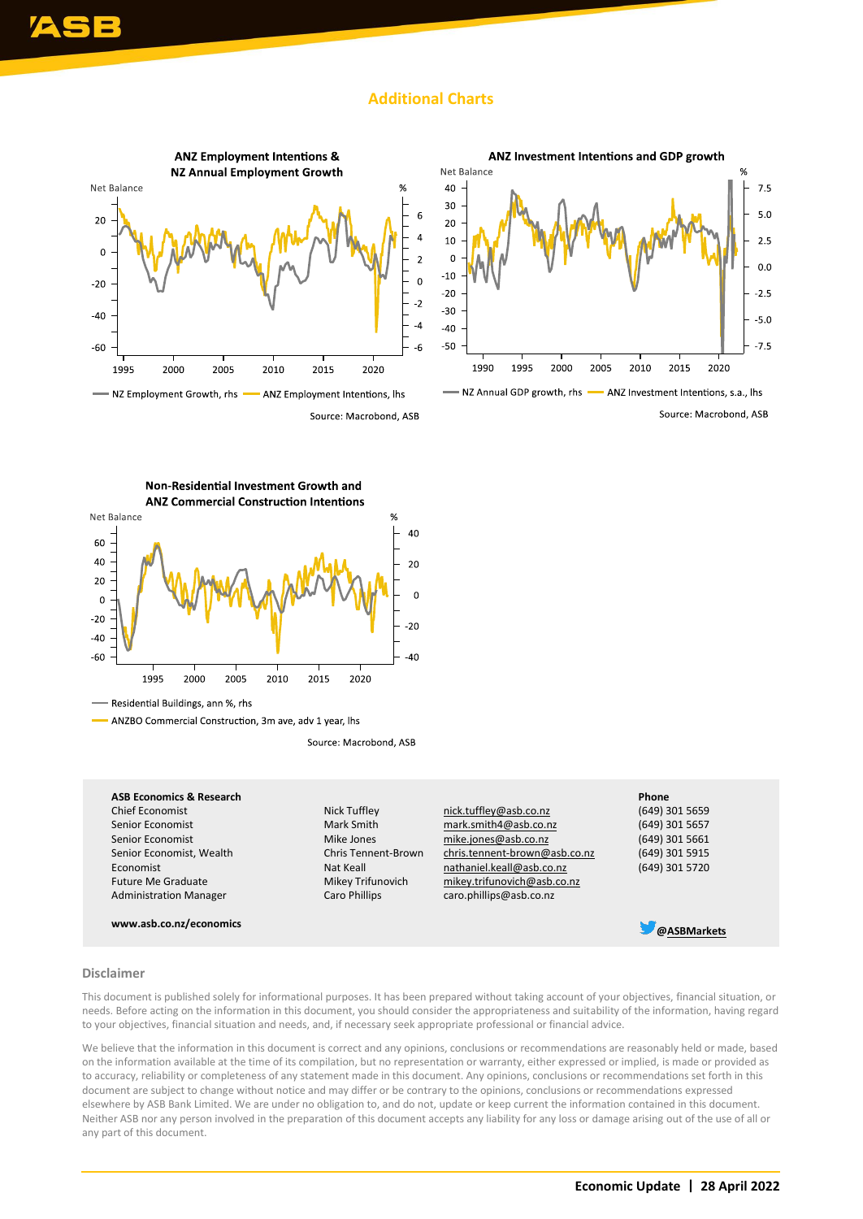## Additional Charts

**ANZ Employment Intentions & NZ Annual Employment Growth**

NZ Employment Growth, rhs — ANZ Employment Intentions, lhs

Source: Macrobond, ASB

**ANZ Investment Intentions and GDP growth**

NZ Annual GDP growth, rhs — ANZ Investment Intentions, s.a., lhs

Source: Macrobond, ASB

**Non-Residential Investment Growth and ANZ Commercial Construction Intentions**

Residential Buildings, ann %, rhs

ANZBO Commercial Construction, 3m ave, adv 1 year, lhs

Source: Macrobond, ASB

| ASB Economics & Research | | | Phone |
|---|---|---|---|
| Chief Economist | Nick Tuffley | nick.tuffley@asb.co.nz | (649) 301 5659 |
| Senior Economist | Mark Smith | mark.smith4@asb.co.nz | (649) 301 5657 |
| Senior Economist | Mike Jones | mike.jones@asb.co.nz | (649) 301 5661 |
| Senior Economist, Wealth | Chris Tennent-Brown | chris.tennent-brown@asb.co.nz | (649) 301 5915 |
| Economist | Nat Keall | nathaniel.keall@asb.co.nz | (649) 301 5720 |
| Future Me Graduate | Mikey Trifunovich | mikey.trifunovich@asb.co.nz | |
| Administration Manager | Caro Phillips | caro.phillips@asb.co.nz | |

**www.asb.co.nz/economics**

**@ASBMarkets**

### Disclaimer

This document is published solely for informational purposes. It has been prepared without taking account of your objectives, financial situation, or needs. Before acting on the information in this document, you should consider the appropriateness and suitability of the information, having regard to your objectives, financial situation and needs, and, if necessary seek appropriate professional or financial advice.

We believe that the information in this document is correct and any opinions, conclusions or recommendations are reasonably held or made, based on the information available at the time of its compilation, but no representation or warranty, either expressed or implied, is made or provided as to accuracy, reliability or completeness of any statement made in this document. Any opinions, conclusions or recommendations set forth in this document are subject to change without notice and may differ or be contrary to the opinions, conclusions or recommendations expressed elsewhere by ASB Bank Limited. We are under no obligation to, and do not, update or keep current the information contained in this document. Neither ASB nor any person involved in the preparation of this document accepts any liability for any loss or damage arising out of the use of all or any part of this document.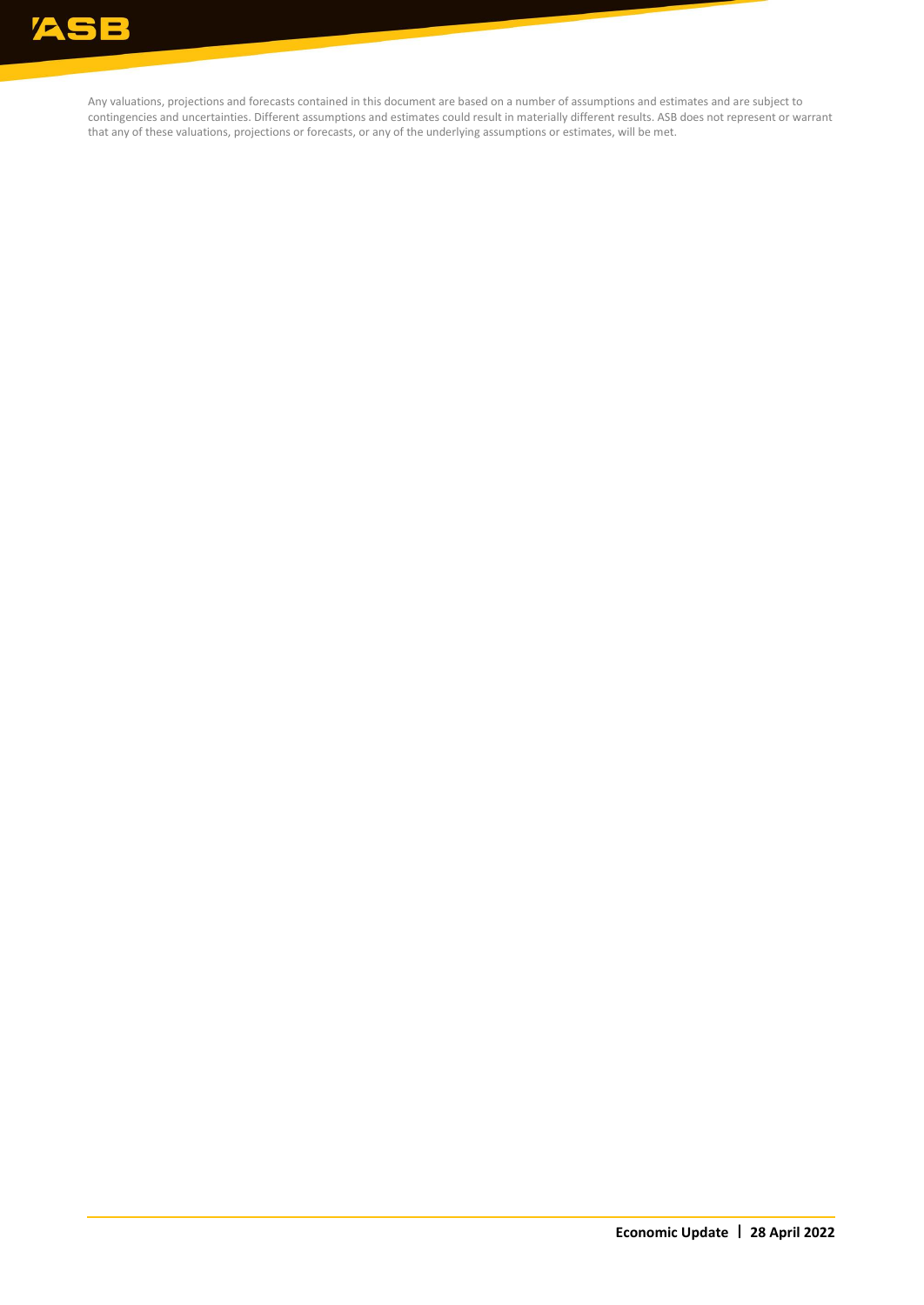Any valuations, projections and forecasts contained in this document are based on a number of assumptions and estimates and are subject to contingencies and uncertainties. Different assumptions and estimates could result in materially different results. ASB does not represent or warrant that any of these valuations, projections or forecasts, or any of the underlying assumptions or estimates, will be met.